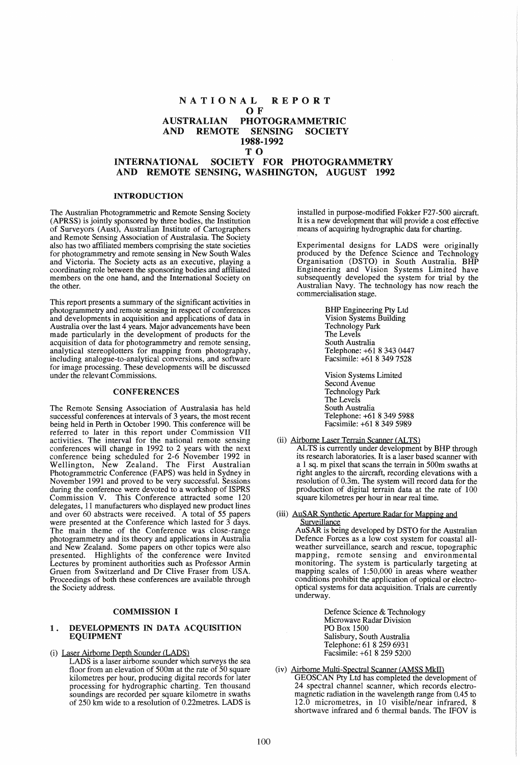# NATIONAL REPORT OF AUSTRALIAN PHOTOGRAMMETRIC AND REMOTE SENSING SOCIETY 1988-1992 TO INTERNATIONAL SOCIETY FOR PHOTOGRAMMETRY AND REMOTE SENSING, WASHINGTON, AUGUST 1992

## INTRODUCTION

The Australian Photogrammetric and Remote Sensing Society (APRSS) is jointly sponsored by three bodies, the Institution of Surveyors (Aust), Australian Institute of Cartographers and Remote Sensing Association of Australasia. The Society also has two affiliated members comprising the state societies for photogrammetry and remote sensing in New South Wales and Victoria. The Society acts as an executive, playing a coordinating role between the sponsoring bodies and affiliated members on the one hand, and the International Society on the other.

This report presents a summary of the significant activities in photogrammetry and remote sensing in respect of conferences and developments in acquisition and applications of data in Australia over the last 4 years. Major advancements have been made particularly in the development of products for the acquisition of data for photogrammetry and remote sensing, analytical stereoplotters for mapping from photography, including analogue-to-analytical conversions, and software for image processing. These developments will be discussed under the relevant Commissions.

## CONFERENCES

The Remote Sensing Association of Australasia has held successful conferences at intervals of 3 years, the most recent being held in Perth in October 1990. This conference will be referred to later in this report under Commission VII activities. The interval for the national remote sensing conferences will change in 1992 to 2 years with the next conference being scheduled for 2-6 November 1992 in Wellington, New Zealand. The First Australian Photogrammetric Conference (FAPS) was held in Sydney in November 1991 and proved to be very successful. Sessions during the conference were devoted to a workshop of ISPRS Commission V. This Conference attracted some 120 delegates, 11 manufacturers who displayed new product lines and over 60 abstracts were received. A total of 55 papers were presented at the Conference which lasted for 3 days. The main theme of the Conference was close-range photogrammetry and its theory and applications in Australia and New Zealand. Some papers on other topics were also presented. Highlights of the conference were Invited Lectures by prominent authorities such as Professor Armin Gruen from Switzerland and Dr Clive Fraser from USA. Proceedings of both these conferences are available through the Society address.

## COMMISSION I

### 1. DEVELOPMENTS IN DATA ACQUISITION EQUIPMENT

(i) Laser Airborne Depth Sounder (LADS)

LADS is a laser airborne sounder which surveys the sea floor from an elevation of 500m at the rate of 50 square kilometres per hour, producing digital records for later processing for hydrographic charting. Ten thousand soundings are recorded per square kilometre in swaths of 250 km wide to a resolution of 0.22metres. LADS is installed in purpose-modified Fokker F27-500 aircraft. It is a new development that will provide a cost effective means of acquiring hydrographic data for charting.

Experimental designs for LADS were originally produced by the Defence Science and Technology Organisation (DSTO) in South Australia. BHP Engineering and Vision Systems Limited have subsequently developed the system for trial by the Australian Navy. The technology has now reach the commercialisation stage.

BHP Engineering Pty Ltd
Vision Systems Building
Technology Park
The Levels
South Australia
Telephone: +61 8 343 0447
Facsimile: +61 8 349 7528

Vision Systems Limited
Second Avenue
Technology Park
The Levels
South Australia
Telephone: +61 8 349 5988
Facsimile: +61 8 349 5989

(ii) Airborne Laser Terrain Scanner (ALTS)

ALTS is currently under development by BHP through its research laboratories. It is a laser based scanner with a 1 sq. m pixel that scans the terrain in 500m swaths at right angles to the aircraft, recording elevations with a resolution of 0.3m. The system will record data for the production of digital terrain data at the rate of 100 square kilometres per hour in near real time.

(iii) AuSAR Synthetic Aperture Radar for Mapping and Surveillance

AuSAR is being developed by DSTO for the Australian Defence Forces as a low cost system for coastal all-weather surveillance, search and rescue, topographic mapping, remote sensing and environmental monitoring. The system is particularly targeting at mapping scales of 1:50,000 in areas where weather conditions prohibit the application of optical or electro-optical systems for data acquisition. Trials are currently underway.

Defence Science & Technology
Microwave Radar Division
PO Box 1500
Salisbury, South Australia
Telephone: 61 8 259 6931
Facsimile: +61 8 259 5200

(iv) Airborne Multi-Spectral Scanner (AMSS MkII)

GEOSCAN Pty Ltd has completed the development of 24 spectral channel scanner, which records electro-magnetic radiation in the wavelength range from 0.45 to 12.0 micrometres, in 10 visible/near infrared, 8 shortwave infrared and 6 thermal bands. The IFOV is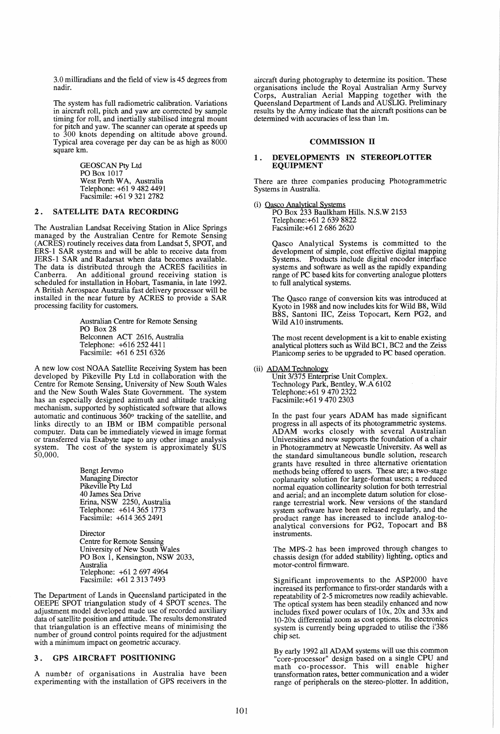3.0 milliradians and the field of view is 45 degrees from nadir.

The system has full radiometric calibration. Variations in aircraft roll, pitch and yaw are corrected by sample timing for roll, and inertially stabilised integral mount for pitch and yaw. The scanner can operate at speeds up to 300 knots depending on altitude above ground. Typical area coverage per day can be as high as 8000 square km.

> GEOSCAN Pty Ltd
> PO Box 1017
> West Perth WA, Australia
> Telephone: +61 9 482 4491
> Facsimile: +61 9 321 2782

## 2. SATELLITE DATA RECORDING

The Australian Landsat Receiving Station in Alice Springs managed by the Australian Centre for Remote Sensing (ACRES) routinely receives data from Landsat 5, SPOT, and ERS-1 SAR systems and will be able to receive data from JERS-1 SAR and Radarsat when data becomes available. The data is distributed through the ACRES facilities in Canberra. An additional ground receiving station is scheduled for installation in Hobart, Tasmania, in late 1992. A British Aerospace Australia fast delivery processor will be installed in the near future by ACRES to provide a SAR processing facility for customers.

> Australian Centre for Remote Sensing
> PO Box 28
> Belconnen ACT 2616, Australia
> Telephone: +616 252 4411
> Facsimile: +61 6 251 6326

A new low cost NOAA Satellite Receiving System has been developed by Pikeville Pty Ltd in collaboration with the Centre for Remote Sensing, University of New South Wales and the New South Wales State Government. The system has an especially designed azimuth and altitude tracking mechanism, supported by sophisticated software that allows automatic and continuous 360° tracking of the satellite, and links directly to an IBM or IBM compatible personal computer. Data can be immediately viewed in image format or transferred via Exabyte tape to any other image analysis system. The cost of the system is approximately $US 50,000.

> Bengt Jervmo
> Managing Director
> Pikeville Pty Ltd
> 40 James Sea Drive
> Erina, NSW 2250, Australia
> Telephone: +614 365 1773
> Facsimile: +614 365 2491

> Director
> Centre for Remote Sensing
> University of New South Wales
> PO Box 1, Kensington, NSW 2033,
> Australia
> Telephone: +61 2 697 4964
> Facsimile: +61 2 313 7493

The Department of Lands in Queensland participated in the OEEPE SPOT triangulation study of 4 SPOT scenes. The adjustment model developed made use of recorded auxiliary data of satellite position and attitude. The results demonstrated that triangulation is an effective means of minimising the number of ground control points required for the adjustment with a minimum impact on geometric accuracy.

## 3. GPS AIRCRAFT POSITIONING

A number of organisations in Australia have been experimenting with the installation of GPS receivers in the aircraft during photography to determine its position. These organisations include the Royal Australian Army Survey Corps, Australian Aerial Mapping together with the Queensland Department of Lands and AUSLIG. Preliminary results by the Army indicate that the aircraft positions can be determined with accuracies of less than 1m.

# COMMISSION II

## 1. DEVELOPMENTS IN STEREOPLOTTER EQUIPMENT

There are three companies producing Photogrammetric Systems in Australia.

(i) Qasco Analytical Systems

> PO Box 233 Baulkham Hills. N.S.W 2153
> Telephone:+61 2 639 8822
> Facsimile:+61 2 686 2620

Qasco Analytical Systems is committed to the development of simple, cost effective digital mapping Systems. Products include digital encoder interface systems and software as well as the rapidly expanding range of PC based kits for converting analogue plotters to full analytical systems.

The Qasco range of conversion kits was introduced at Kyoto in 1988 and now includes kits for Wild B8, Wild B8S, Santoni IIC, Zeiss Topocart, Kern PG2, and Wild A10 instruments.

The most recent development is a kit to enable existing analytical plotters such as Wild BC1, BC2 and the Zeiss Planicomp series to be upgraded to PC based operation.

(ii) ADAM Technology

> Unit 3/375 Enterprise Unit Complex.
> Technology Park, Bentley, W.A 6102
> Telephone:+61 9 470 2322
> Facsimile:+61 9 470 2303

In the past four years ADAM has made significant progress in all aspects of its photogrammetric systems. ADAM works closely with several Australian Universities and now supports the foundation of a chair in Photogrammetry at Newcastle University. As well as the standard simultaneous bundle solution, research grants have resulted in three alternative orientation methods being offered to users. These are; a two-stage coplanarity solution for large-format users; a reduced normal equation collinearity solution for both terrestrial and aerial; and an incomplete datum solution for close-range terrestrial work. New versions of the standard system software have been released regularly, and the product range has increased to include analog-to-analytical conversions for PG2, Topocart and B8 instruments.

The MPS-2 has been improved through changes to chassis design (for added stability) lighting, optics and motor-control firmware.

Significant improvements to the ASP2000 have increased its performance to first-order standards with a repeatability of 2-5 micrometres now readily achievable. The optical system has been steadily enhanced and now includes fixed power oculars of 10x, 20x and 33x and 10-20x differential zoom as cost options. Its electronics system is currently being upgraded to utilise the i'386 chip set.

By early 1992 all ADAM systems will use this common "core-processor" design based on a single CPU and math co-processor. This will enable higher transformation rates, better communication and a wider range of peripherals on the stereo-plotter. In addition,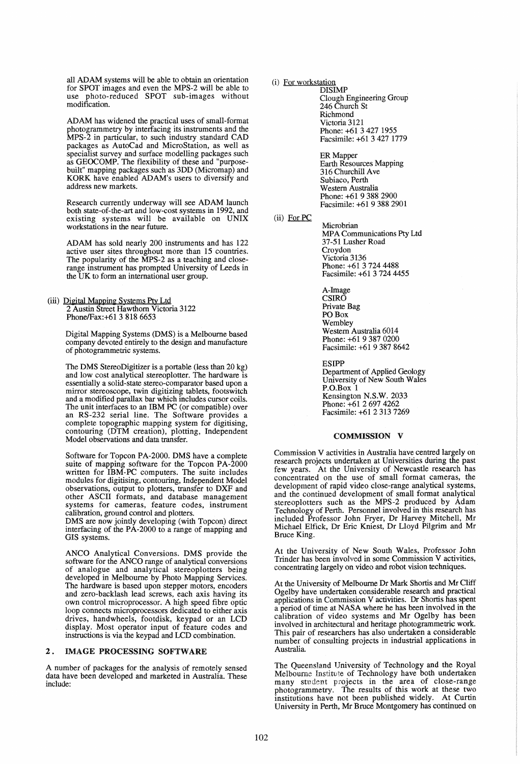all ADAM systems will be able to obtain an orientation for SPOT images and even the MPS-2 will be able to use photo-reduced SPOT sub-images without modification.

ADAM has widened the practical uses of small-format photogrammetry by interfacing its instruments and the MPS-2 in particular, to such industry standard CAD packages as AutoCad and MicroStation, as well as specialist survey and surface modelling packages such as GEOCOMP. The flexibility of these and "purpose-built" mapping packages such as 3DD (Micromap) and KORK have enabled ADAM's users to diversify and address new markets.

Research currently underway will see ADAM launch both state-of-the-art and low-cost systems in 1992, and existing systems will be available on UNIX workstations in the near future.

ADAM has sold nearly 200 instruments and has 122 active user sites throughout more than 15 countries. The popularity of the MPS-2 as a teaching and close-range instrument has prompted University of Leeds in the UK to form an international user group.

(iii) Digital Mapping Systems Pty Ltd
2 Austin Street Hawthorn Victoria 3122
Phone/Fax:+61 3 818 6653

Digital Mapping Systems (DMS) is a Melbourne based company devoted entirely to the design and manufacture of photogrammetric systems.

The DMS StereoDigitizer is a portable (less than 20 kg) and low cost analytical stereoplotter. The hardware is essentially a solid-state stereo-comparator based upon a mirror stereoscope, twin digitizing tablets, footswitch and a modified parallax bar which includes cursor coils. The unit interfaces to an IBM PC (or compatible) over an RS-232 serial line. The Software provides a complete topographic mapping system for digitising, contouring (DTM creation), plotting, Independent Model observations and data transfer.

Software for Topcon PA-2000. DMS have a complete suite of mapping software for the Topcon PA-2000 written for IBM-PC computers. The suite includes modules for digitising, contouring, Independent Model observations, output to plotters, transfer to DXF and other ASCII formats, and database management systems for cameras, feature codes, instrument calibration, ground control and plotters.
DMS are now jointly developing (with Topcon) direct interfacing of the PA-2000 to a range of mapping and GIS systems.

ANCO Analytical Conversions. DMS provide the software for the ANCO range of analytical conversions of analogue and analytical stereoplotters being developed in Melbourne by Photo Mapping Services. The hardware is based upon stepper motors, encoders and zero-backlash lead screws, each axis having its own control microprocessor. A high speed fibre optic loop connects microprocessors dedicated to either axis drives, handwheels, footdisk, keypad or an LCD display. Most operator input of feature codes and instructions is via the keypad and LCD combination.

## 2. IMAGE PROCESSING SOFTWARE

A number of packages for the analysis of remotely sensed data have been developed and marketed in Australia. These include:

(i) For workstation

DISIMP
Clough Engineering Group
246 Church St
Richmond
Victoria 3121
Phone: +61 3 427 1955
Facsimile: +61 3 427 1779

ER Mapper
Earth Resources Mapping
316 Churchill Ave
Subiaco, Perth
Western Australia
Phone: +61 9 388 2900
Facsimile: +61 9 388 2901

(ii) For PC

Microbrian
MPA Communications Pty Ltd
37-51 Lusher Road
Croydon
Victoria 3136
Phone: +61 3 724 4488
Facsimile: +61 3 724 4455

A-Image
CSIRO
Private Bag
PO Box
Wembley
Western Australia 6014
Phone: +61 9 387 0200
Facsimile: +61 9 387 8642

ESIPP
Department of Applied Geology
University of New South Wales
P.O.Box 1
Kensington N.S.W. 2033
Phone: +61 2 697 4262
Facsimile: +61 2 313 7269

## COMMISSION V

Commission V activities in Australia have centred largely on research projects undertaken at Universities during the past few years. At the University of Newcastle research has concentrated on the use of small format cameras, the development of rapid video close-range analytical systems, and the continued development of small format analytical stereoplotters such as the MPS-2 produced by Adam Technology of Perth. Personnel involved in this research has included Professor John Fryer, Dr Harvey Mitchell, Mr Michael Elfick, Dr Eric Kniest, Dr Lloyd Pilgrim and Mr Bruce King.

At the University of New South Wales, Professor John Trinder has been involved in some Commission V activities, concentrating largely on video and robot vision techniques.

At the University of Melbourne Dr Mark Shortis and Mr Cliff Ogelby have undertaken considerable research and practical applications in Commission V activities. Dr Shortis has spent a period of time at NASA where he has been involved in the calibration of video systems and Mr Ogelby has been involved in architectural and heritage photogrammetric work. This pair of researchers has also undertaken a considerable number of consulting projects in industrial applications in Australia.

The Queensland University of Technology and the Royal Melbourne Institute of Technology have both undertaken many student projects in the area of close-range photogrammetry. The results of this work at these two institutions have not been published widely. At Curtin University in Perth, Mr Bruce Montgomery has continued on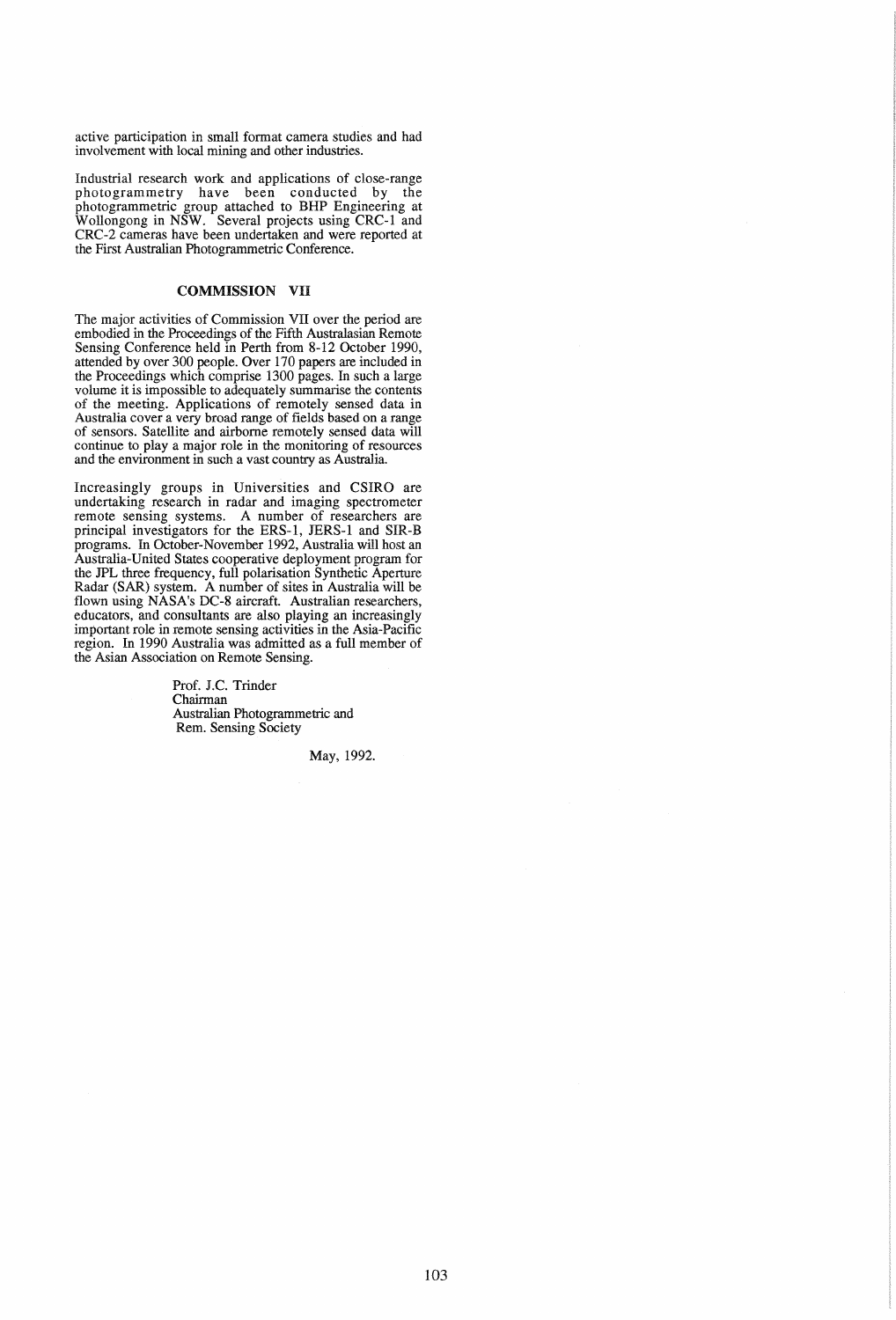active participation in small format camera studies and had involvement with local mining and other industries.

Industrial research work and applications of close-range photogrammetry have been conducted by the photogrammetric group attached to BHP Engineering at Wollongong in NSW. Several projects using CRC-1 and CRC-2 cameras have been undertaken and were reported at the First Australian Photogrammetric Conference.

## COMMISSION VII

The major activities of Commission VII over the period are embodied in the Proceedings of the Fifth Australasian Remote Sensing Conference held in Perth from 8-12 October 1990, attended by over 300 people. Over 170 papers are included in the Proceedings which comprise 1300 pages. In such a large volume it is impossible to adequately summarise the contents of the meeting. Applications of remotely sensed data in Australia cover a very broad range of fields based on a range of sensors. Satellite and airborne remotely sensed data will continue to play a major role in the monitoring of resources and the environment in such a vast country as Australia.

Increasingly groups in Universities and CSIRO are undertaking research in radar and imaging spectrometer remote sensing systems. A number of researchers are principal investigators for the ERS-1, JERS-1 and SIR-B programs. In October-November 1992, Australia will host an Australia-United States cooperative deployment program for the JPL three frequency, full polarisation Synthetic Aperture Radar (SAR) system. A number of sites in Australia will be flown using NASA's DC-8 aircraft. Australian researchers, educators, and consultants are also playing an increasingly important role in remote sensing activities in the Asia-Pacific region. In 1990 Australia was admitted as a full member of the Asian Association on Remote Sensing.

Prof. J.C. Trinder
Chairman
Australian Photogrammetric and
Rem. Sensing Society

May, 1992.